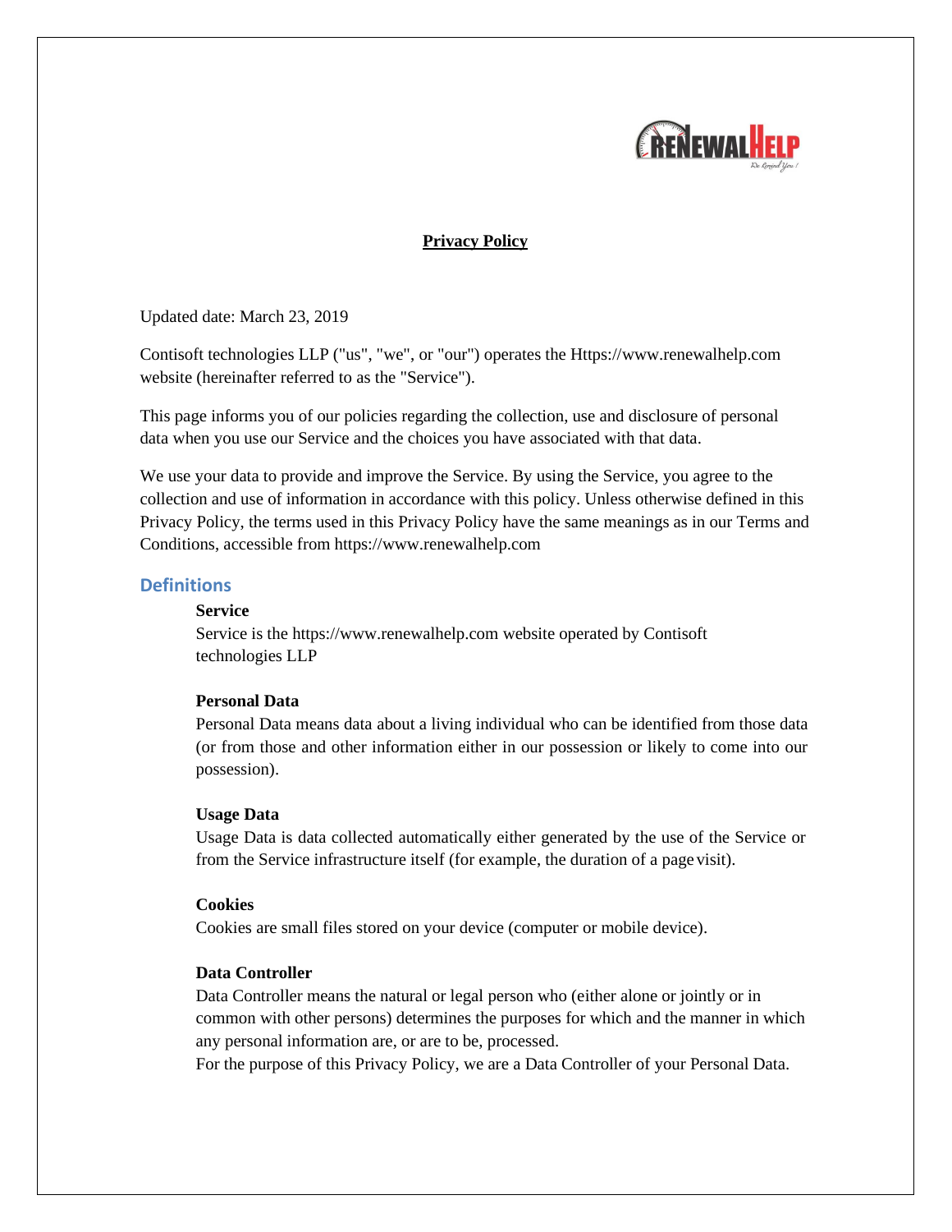# Privacy Policy

Updated date: March 23, 2019

Contisoft technologies LLP ("us", "we", or "our") operates the Https://www.renewalhelp.com website (hereinafter referred to as the "Service").

This page informs you of our policies regarding the collection, use and disclosure of personal data when you use our Service and the choices you have associated with that data.

We use your data to provide and improve the Service. By using the Service, you agree to the collection and use of information in accordance with this policy. Unless otherwise defined in this Privacy Policy, the terms used in this Privacy Policy have the same meanings as in our Terms and Conditions, accessible from https://www.renewalhelp.com

## Definitions

**Service**
Service is the https://www.renewalhelp.com website operated by Contisoft technologies LLP

**Personal Data**
Personal Data means data about a living individual who can be identified from those data (or from those and other information either in our possession or likely to come into our possession).

**Usage Data**
Usage Data is data collected automatically either generated by the use of the Service or from the Service infrastructure itself (for example, the duration of a page visit).

**Cookies**
Cookies are small files stored on your device (computer or mobile device).

**Data Controller**
Data Controller means the natural or legal person who (either alone or jointly or in common with other persons) determines the purposes for which and the manner in which any personal information are, or are to be, processed.
For the purpose of this Privacy Policy, we are a Data Controller of your Personal Data.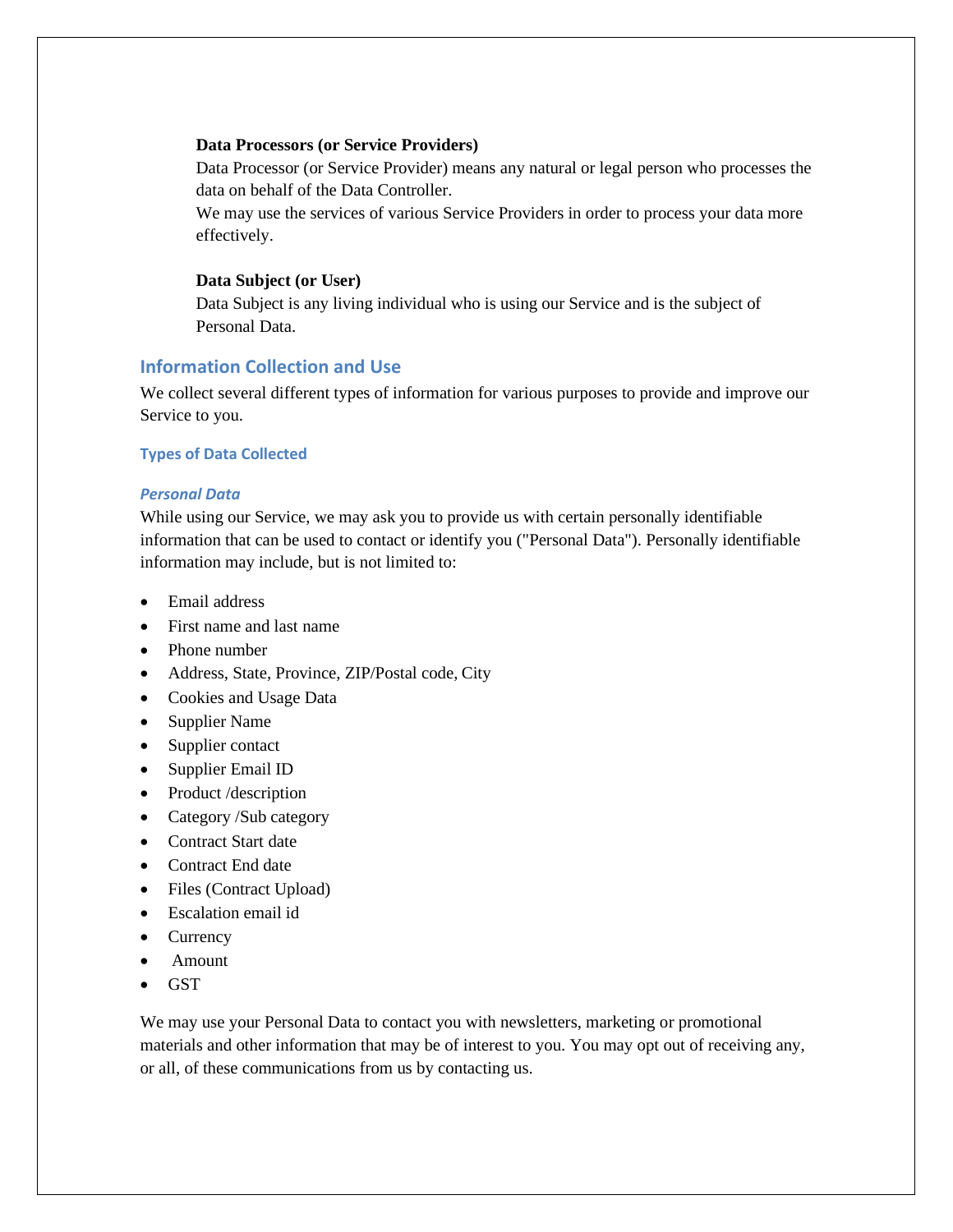**Data Processors (or Service Providers)**

Data Processor (or Service Provider) means any natural or legal person who processes the data on behalf of the Data Controller.

We may use the services of various Service Providers in order to process your data more effectively.

**Data Subject (or User)**

Data Subject is any living individual who is using our Service and is the subject of Personal Data.

## Information Collection and Use

We collect several different types of information for various purposes to provide and improve our Service to you.

### Types of Data Collected

#### *Personal Data*

While using our Service, we may ask you to provide us with certain personally identifiable information that can be used to contact or identify you ("Personal Data"). Personally identifiable information may include, but is not limited to:

- Email address
- First name and last name
- Phone number
- Address, State, Province, ZIP/Postal code, City
- Cookies and Usage Data
- Supplier Name
- Supplier contact
- Supplier Email ID
- Product /description
- Category /Sub category
- Contract Start date
- Contract End date
- Files (Contract Upload)
- Escalation email id
- Currency
- Amount
- GST

We may use your Personal Data to contact you with newsletters, marketing or promotional materials and other information that may be of interest to you. You may opt out of receiving any, or all, of these communications from us by contacting us.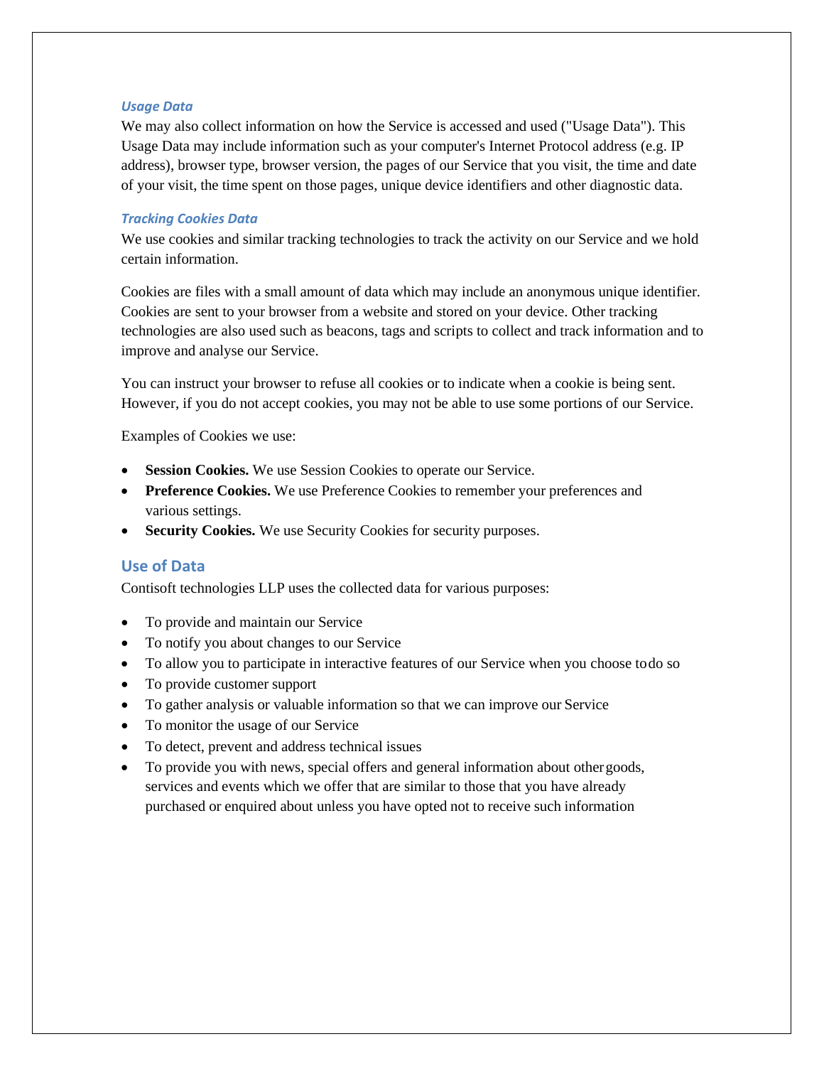### *Usage Data*

We may also collect information on how the Service is accessed and used ("Usage Data"). This Usage Data may include information such as your computer's Internet Protocol address (e.g. IP address), browser type, browser version, the pages of our Service that you visit, the time and date of your visit, the time spent on those pages, unique device identifiers and other diagnostic data.

### *Tracking Cookies Data*

We use cookies and similar tracking technologies to track the activity on our Service and we hold certain information.

Cookies are files with a small amount of data which may include an anonymous unique identifier. Cookies are sent to your browser from a website and stored on your device. Other tracking technologies are also used such as beacons, tags and scripts to collect and track information and to improve and analyse our Service.

You can instruct your browser to refuse all cookies or to indicate when a cookie is being sent. However, if you do not accept cookies, you may not be able to use some portions of our Service.

Examples of Cookies we use:

- **Session Cookies.** We use Session Cookies to operate our Service.
- **Preference Cookies.** We use Preference Cookies to remember your preferences and various settings.
- **Security Cookies.** We use Security Cookies for security purposes.

## Use of Data

Contisoft technologies LLP uses the collected data for various purposes:

- To provide and maintain our Service
- To notify you about changes to our Service
- To allow you to participate in interactive features of our Service when you choose to do so
- To provide customer support
- To gather analysis or valuable information so that we can improve our Service
- To monitor the usage of our Service
- To detect, prevent and address technical issues
- To provide you with news, special offers and general information about other goods, services and events which we offer that are similar to those that you have already purchased or enquired about unless you have opted not to receive such information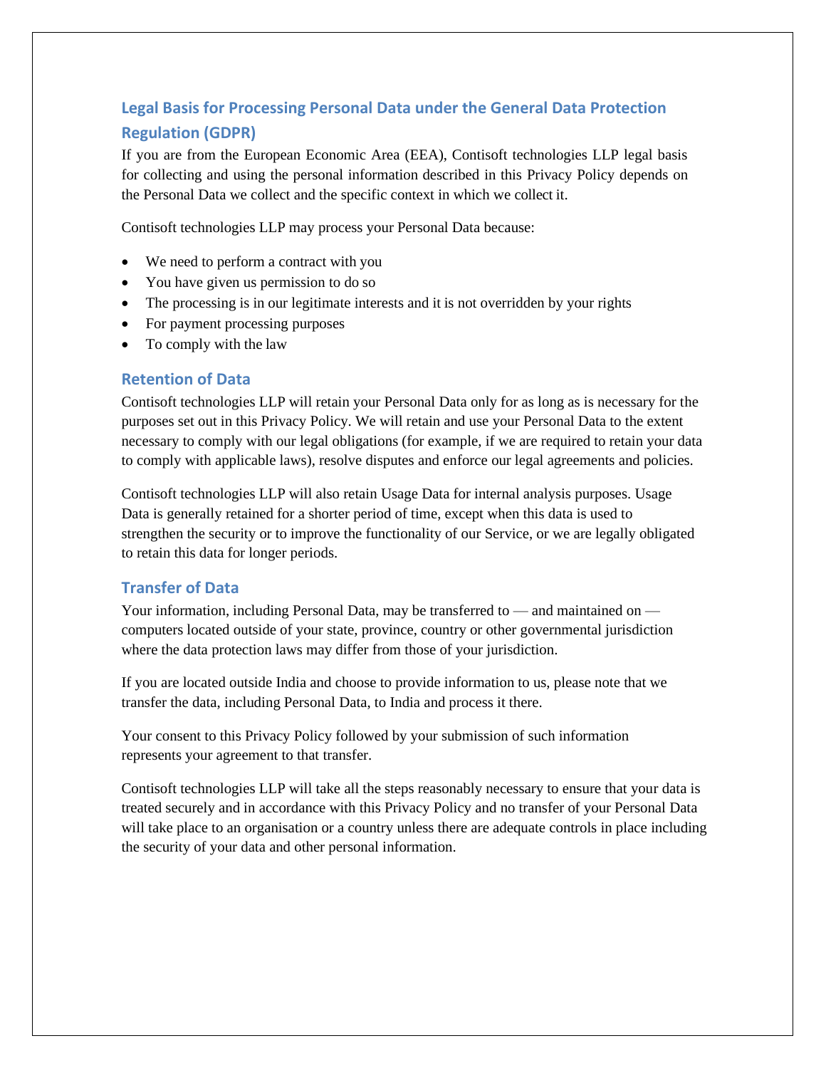## Legal Basis for Processing Personal Data under the General Data Protection Regulation (GDPR)

If you are from the European Economic Area (EEA), Contisoft technologies LLP legal basis for collecting and using the personal information described in this Privacy Policy depends on the Personal Data we collect and the specific context in which we collect it.

Contisoft technologies LLP may process your Personal Data because:

- We need to perform a contract with you
- You have given us permission to do so
- The processing is in our legitimate interests and it is not overridden by your rights
- For payment processing purposes
- To comply with the law

## Retention of Data

Contisoft technologies LLP will retain your Personal Data only for as long as is necessary for the purposes set out in this Privacy Policy. We will retain and use your Personal Data to the extent necessary to comply with our legal obligations (for example, if we are required to retain your data to comply with applicable laws), resolve disputes and enforce our legal agreements and policies.

Contisoft technologies LLP will also retain Usage Data for internal analysis purposes. Usage Data is generally retained for a shorter period of time, except when this data is used to strengthen the security or to improve the functionality of our Service, or we are legally obligated to retain this data for longer periods.

## Transfer of Data

Your information, including Personal Data, may be transferred to — and maintained on — computers located outside of your state, province, country or other governmental jurisdiction where the data protection laws may differ from those of your jurisdiction.

If you are located outside India and choose to provide information to us, please note that we transfer the data, including Personal Data, to India and process it there.

Your consent to this Privacy Policy followed by your submission of such information represents your agreement to that transfer.

Contisoft technologies LLP will take all the steps reasonably necessary to ensure that your data is treated securely and in accordance with this Privacy Policy and no transfer of your Personal Data will take place to an organisation or a country unless there are adequate controls in place including the security of your data and other personal information.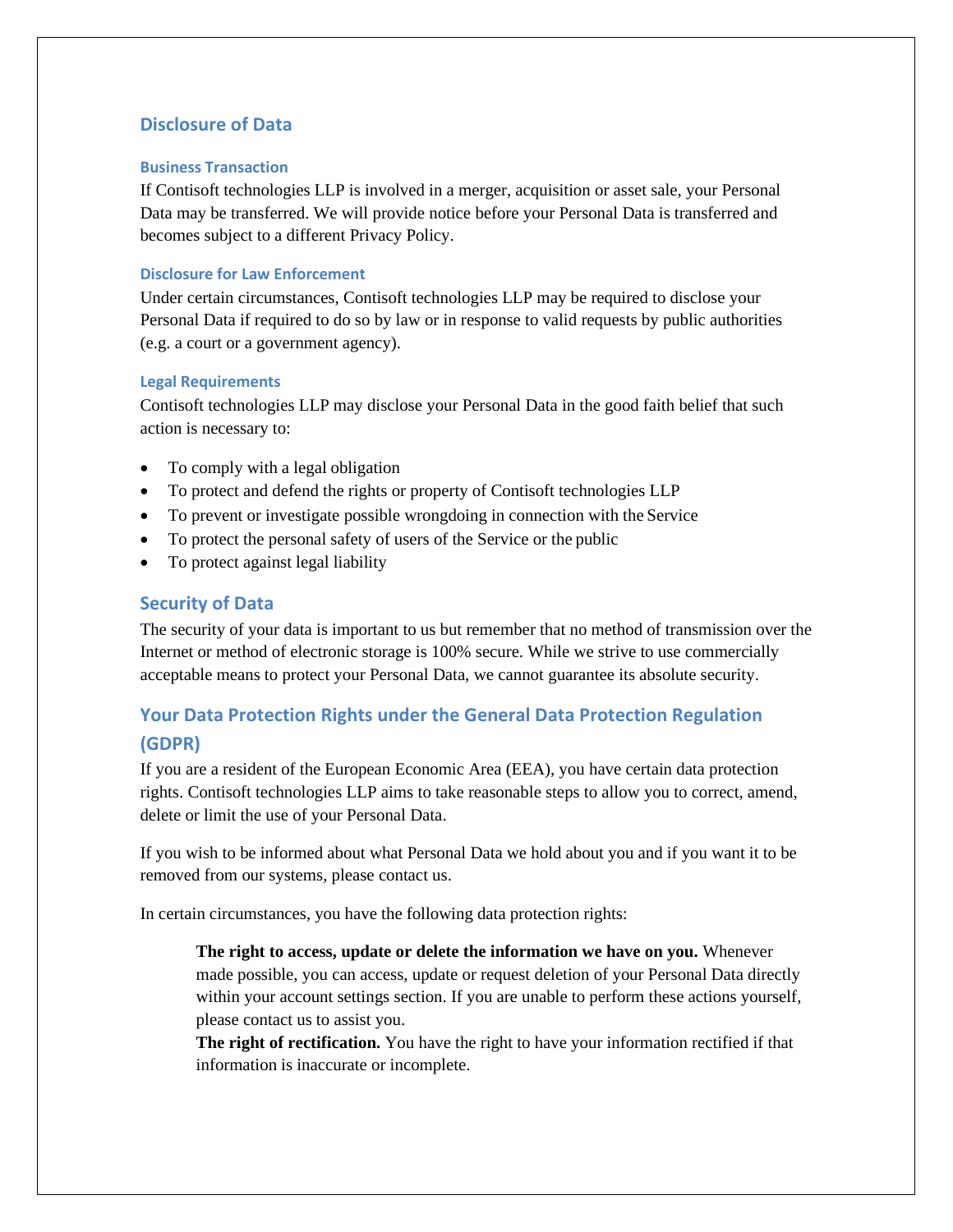## Disclosure of Data

### Business Transaction

If Contisoft technologies LLP is involved in a merger, acquisition or asset sale, your Personal Data may be transferred. We will provide notice before your Personal Data is transferred and becomes subject to a different Privacy Policy.

### Disclosure for Law Enforcement

Under certain circumstances, Contisoft technologies LLP may be required to disclose your Personal Data if required to do so by law or in response to valid requests by public authorities (e.g. a court or a government agency).

### Legal Requirements

Contisoft technologies LLP may disclose your Personal Data in the good faith belief that such action is necessary to:

- To comply with a legal obligation
- To protect and defend the rights or property of Contisoft technologies LLP
- To prevent or investigate possible wrongdoing in connection with the Service
- To protect the personal safety of users of the Service or the public
- To protect against legal liability

## Security of Data

The security of your data is important to us but remember that no method of transmission over the Internet or method of electronic storage is 100% secure. While we strive to use commercially acceptable means to protect your Personal Data, we cannot guarantee its absolute security.

## Your Data Protection Rights under the General Data Protection Regulation (GDPR)

If you are a resident of the European Economic Area (EEA), you have certain data protection rights. Contisoft technologies LLP aims to take reasonable steps to allow you to correct, amend, delete or limit the use of your Personal Data.

If you wish to be informed about what Personal Data we hold about you and if you want it to be removed from our systems, please contact us.

In certain circumstances, you have the following data protection rights:

> **The right to access, update or delete the information we have on you.** Whenever made possible, you can access, update or request deletion of your Personal Data directly within your account settings section. If you are unable to perform these actions yourself, please contact us to assist you.
>
> **The right of rectification.** You have the right to have your information rectified if that information is inaccurate or incomplete.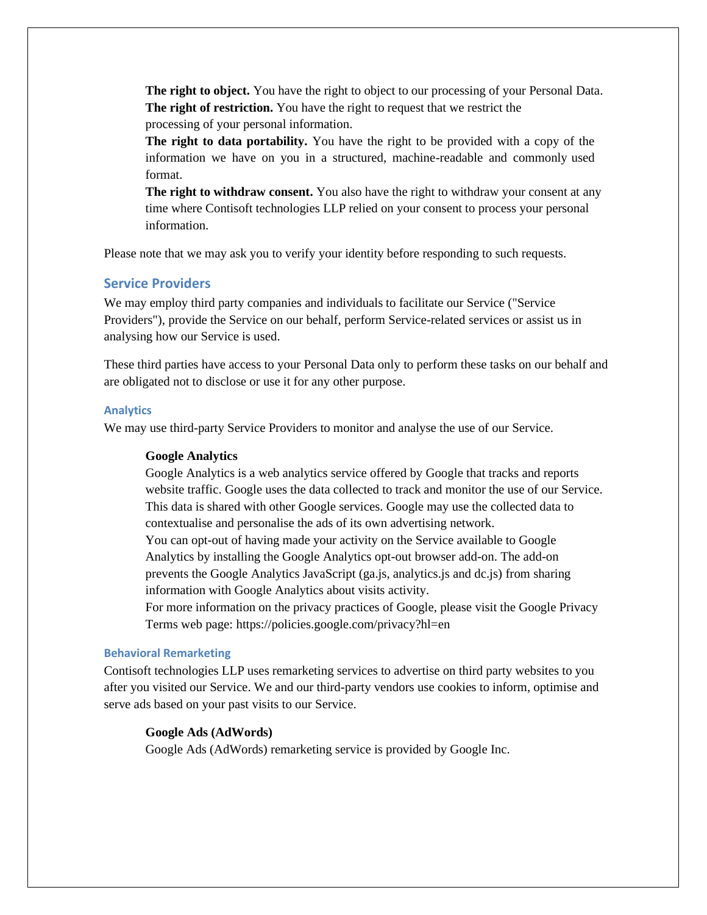**The right to object.** You have the right to object to our processing of your Personal Data.

**The right of restriction.** You have the right to request that we restrict the processing of your personal information.

**The right to data portability.** You have the right to be provided with a copy of the information we have on you in a structured, machine-readable and commonly used format.

**The right to withdraw consent.** You also have the right to withdraw your consent at any time where Contisoft technologies LLP relied on your consent to process your personal information.

Please note that we may ask you to verify your identity before responding to such requests.

## Service Providers

We may employ third party companies and individuals to facilitate our Service ("Service Providers"), provide the Service on our behalf, perform Service-related services or assist us in analysing how our Service is used.

These third parties have access to your Personal Data only to perform these tasks on our behalf and are obligated not to disclose or use it for any other purpose.

### Analytics

We may use third-party Service Providers to monitor and analyse the use of our Service.

**Google Analytics**

Google Analytics is a web analytics service offered by Google that tracks and reports website traffic. Google uses the data collected to track and monitor the use of our Service. This data is shared with other Google services. Google may use the collected data to contextualise and personalise the ads of its own advertising network.

You can opt-out of having made your activity on the Service available to Google Analytics by installing the Google Analytics opt-out browser add-on. The add-on prevents the Google Analytics JavaScript (ga.js, analytics.js and dc.js) from sharing information with Google Analytics about visits activity.

For more information on the privacy practices of Google, please visit the Google Privacy Terms web page: https://policies.google.com/privacy?hl=en

### Behavioral Remarketing

Contisoft technologies LLP uses remarketing services to advertise on third party websites to you after you visited our Service. We and our third-party vendors use cookies to inform, optimise and serve ads based on your past visits to our Service.

**Google Ads (AdWords)**

Google Ads (AdWords) remarketing service is provided by Google Inc.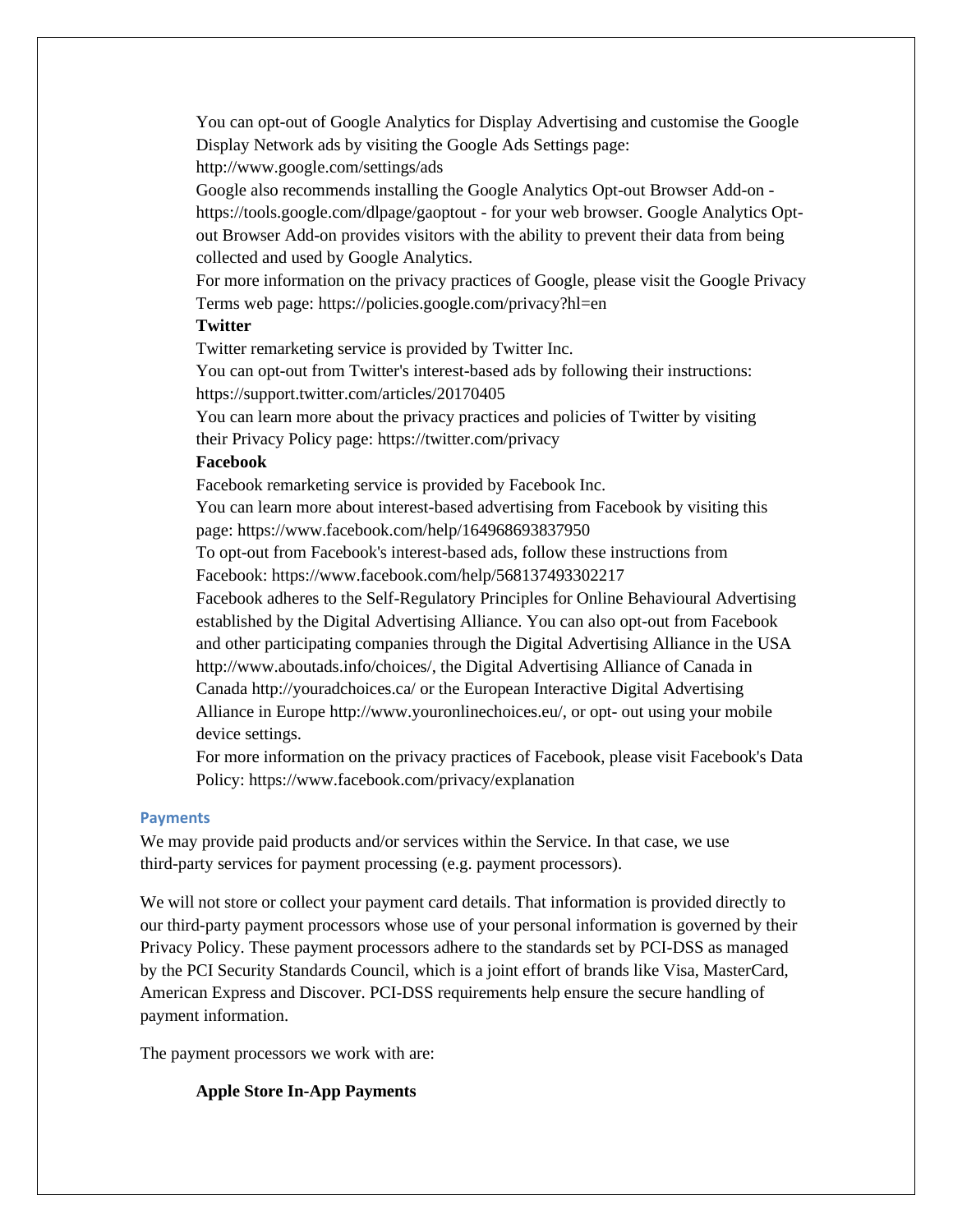You can opt-out of Google Analytics for Display Advertising and customise the Google Display Network ads by visiting the Google Ads Settings page: http://www.google.com/settings/ads

Google also recommends installing the Google Analytics Opt-out Browser Add-on - https://tools.google.com/dlpage/gaoptout - for your web browser. Google Analytics Opt-out Browser Add-on provides visitors with the ability to prevent their data from being collected and used by Google Analytics.

For more information on the privacy practices of Google, please visit the Google Privacy Terms web page: https://policies.google.com/privacy?hl=en

**Twitter**

Twitter remarketing service is provided by Twitter Inc.

You can opt-out from Twitter's interest-based ads by following their instructions: https://support.twitter.com/articles/20170405

You can learn more about the privacy practices and policies of Twitter by visiting their Privacy Policy page: https://twitter.com/privacy

**Facebook**

Facebook remarketing service is provided by Facebook Inc.

You can learn more about interest-based advertising from Facebook by visiting this page: https://www.facebook.com/help/164968693837950

To opt-out from Facebook's interest-based ads, follow these instructions from Facebook: https://www.facebook.com/help/568137493302217

Facebook adheres to the Self-Regulatory Principles for Online Behavioural Advertising established by the Digital Advertising Alliance. You can also opt-out from Facebook and other participating companies through the Digital Advertising Alliance in the USA http://www.aboutads.info/choices/, the Digital Advertising Alliance of Canada in Canada http://youradchoices.ca/ or the European Interactive Digital Advertising Alliance in Europe http://www.youronlinechoices.eu/, or opt- out using your mobile device settings.

For more information on the privacy practices of Facebook, please visit Facebook's Data Policy: https://www.facebook.com/privacy/explanation

## Payments

We may provide paid products and/or services within the Service. In that case, we use third-party services for payment processing (e.g. payment processors).

We will not store or collect your payment card details. That information is provided directly to our third-party payment processors whose use of your personal information is governed by their Privacy Policy. These payment processors adhere to the standards set by PCI-DSS as managed by the PCI Security Standards Council, which is a joint effort of brands like Visa, MasterCard, American Express and Discover. PCI-DSS requirements help ensure the secure handling of payment information.

The payment processors we work with are:

**Apple Store In-App Payments**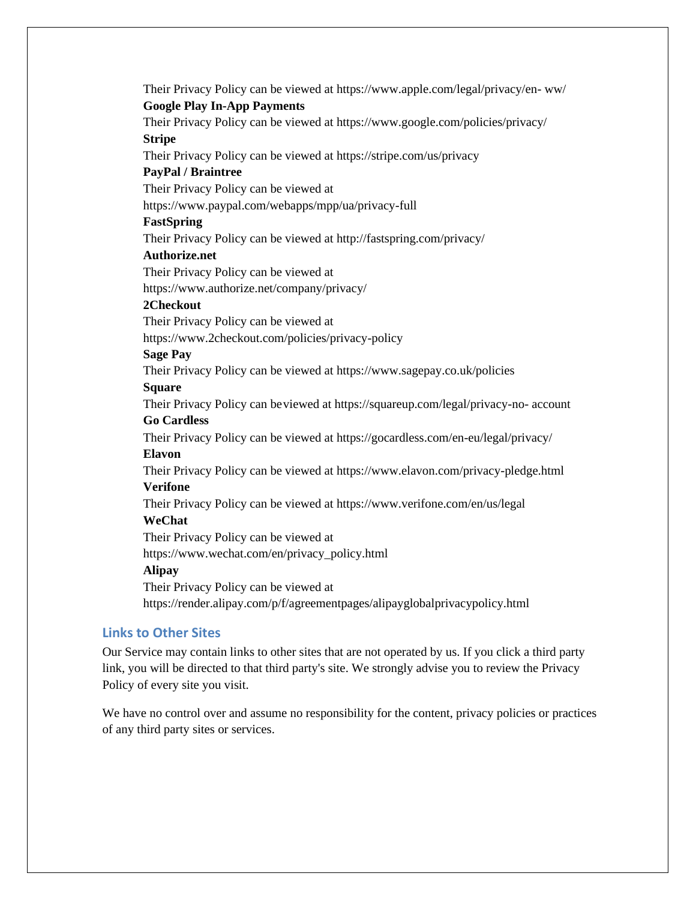Their Privacy Policy can be viewed at https://www.apple.com/legal/privacy/en- ww/

**Google Play In-App Payments**

Their Privacy Policy can be viewed at https://www.google.com/policies/privacy/

**Stripe**

Their Privacy Policy can be viewed at https://stripe.com/us/privacy

**PayPal / Braintree**

Their Privacy Policy can be viewed at
https://www.paypal.com/webapps/mpp/ua/privacy-full

**FastSpring**

Their Privacy Policy can be viewed at http://fastspring.com/privacy/

**Authorize.net**

Their Privacy Policy can be viewed at
https://www.authorize.net/company/privacy/

**2Checkout**

Their Privacy Policy can be viewed at
https://www.2checkout.com/policies/privacy-policy

**Sage Pay**

Their Privacy Policy can be viewed at https://www.sagepay.co.uk/policies

**Square**

Their Privacy Policy can be viewed at https://squareup.com/legal/privacy-no- account

**Go Cardless**

Their Privacy Policy can be viewed at https://gocardless.com/en-eu/legal/privacy/

**Elavon**

Their Privacy Policy can be viewed at https://www.elavon.com/privacy-pledge.html

**Verifone**

Their Privacy Policy can be viewed at https://www.verifone.com/en/us/legal

**WeChat**

Their Privacy Policy can be viewed at
https://www.wechat.com/en/privacy_policy.html

**Alipay**

Their Privacy Policy can be viewed at
https://render.alipay.com/p/f/agreementpages/alipayglobalprivacypolicy.html

## Links to Other Sites

Our Service may contain links to other sites that are not operated by us. If you click a third party link, you will be directed to that third party's site. We strongly advise you to review the Privacy Policy of every site you visit.

We have no control over and assume no responsibility for the content, privacy policies or practices of any third party sites or services.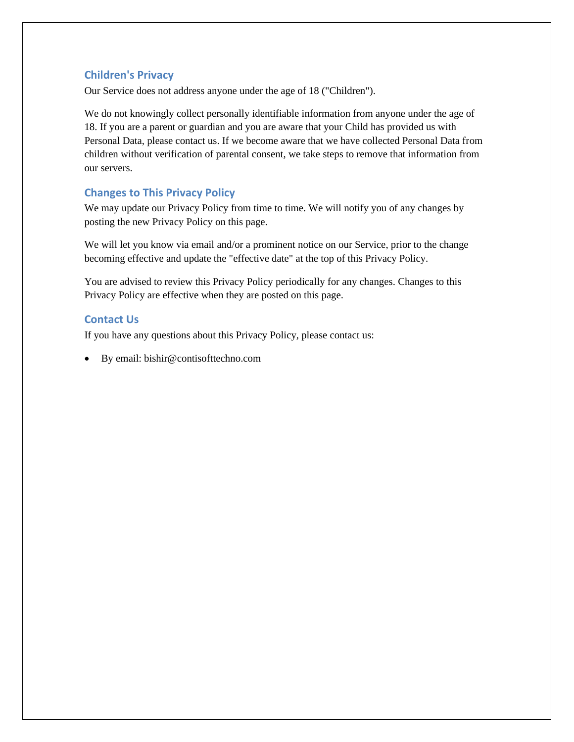## Children's Privacy

Our Service does not address anyone under the age of 18 ("Children").

We do not knowingly collect personally identifiable information from anyone under the age of 18. If you are a parent or guardian and you are aware that your Child has provided us with Personal Data, please contact us. If we become aware that we have collected Personal Data from children without verification of parental consent, we take steps to remove that information from our servers.

## Changes to This Privacy Policy

We may update our Privacy Policy from time to time. We will notify you of any changes by posting the new Privacy Policy on this page.

We will let you know via email and/or a prominent notice on our Service, prior to the change becoming effective and update the "effective date" at the top of this Privacy Policy.

You are advised to review this Privacy Policy periodically for any changes. Changes to this Privacy Policy are effective when they are posted on this page.

## Contact Us

If you have any questions about this Privacy Policy, please contact us:

- By email: bishir@contisofttechno.com